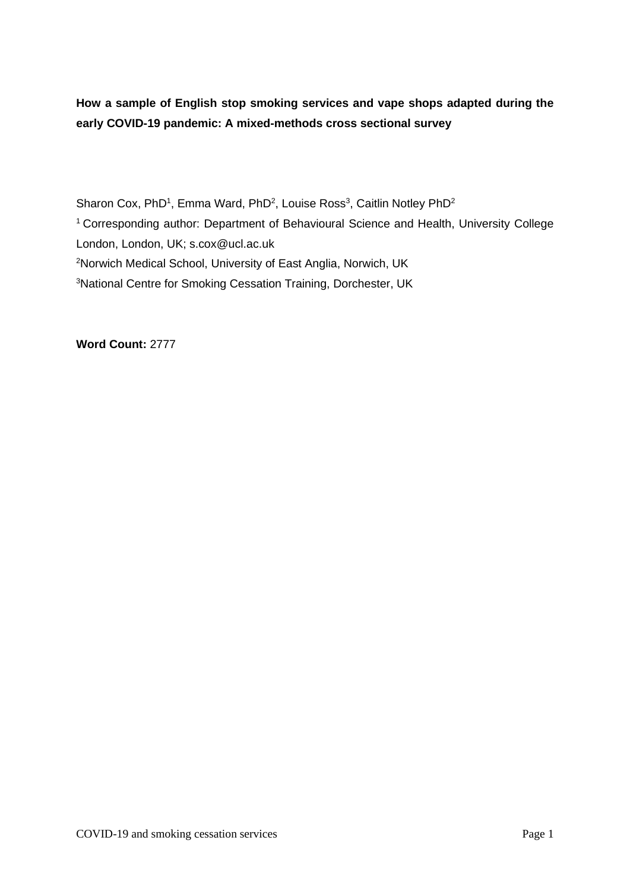**How a sample of English stop smoking services and vape shops adapted during the early COVID-19 pandemic: A mixed-methods cross sectional survey**

Sharon Cox, PhD[1], Emma Ward, PhD[2], Louise Ross[3], Caitlin Notley PhD[2]

[1] Corresponding author: Department of Behavioural Science and Health, University College London, London, UK; s.cox@ucl.ac.uk

[2]Norwich Medical School, University of East Anglia, Norwich, UK

[3]National Centre for Smoking Cessation Training, Dorchester, UK

**Word Count:** 2777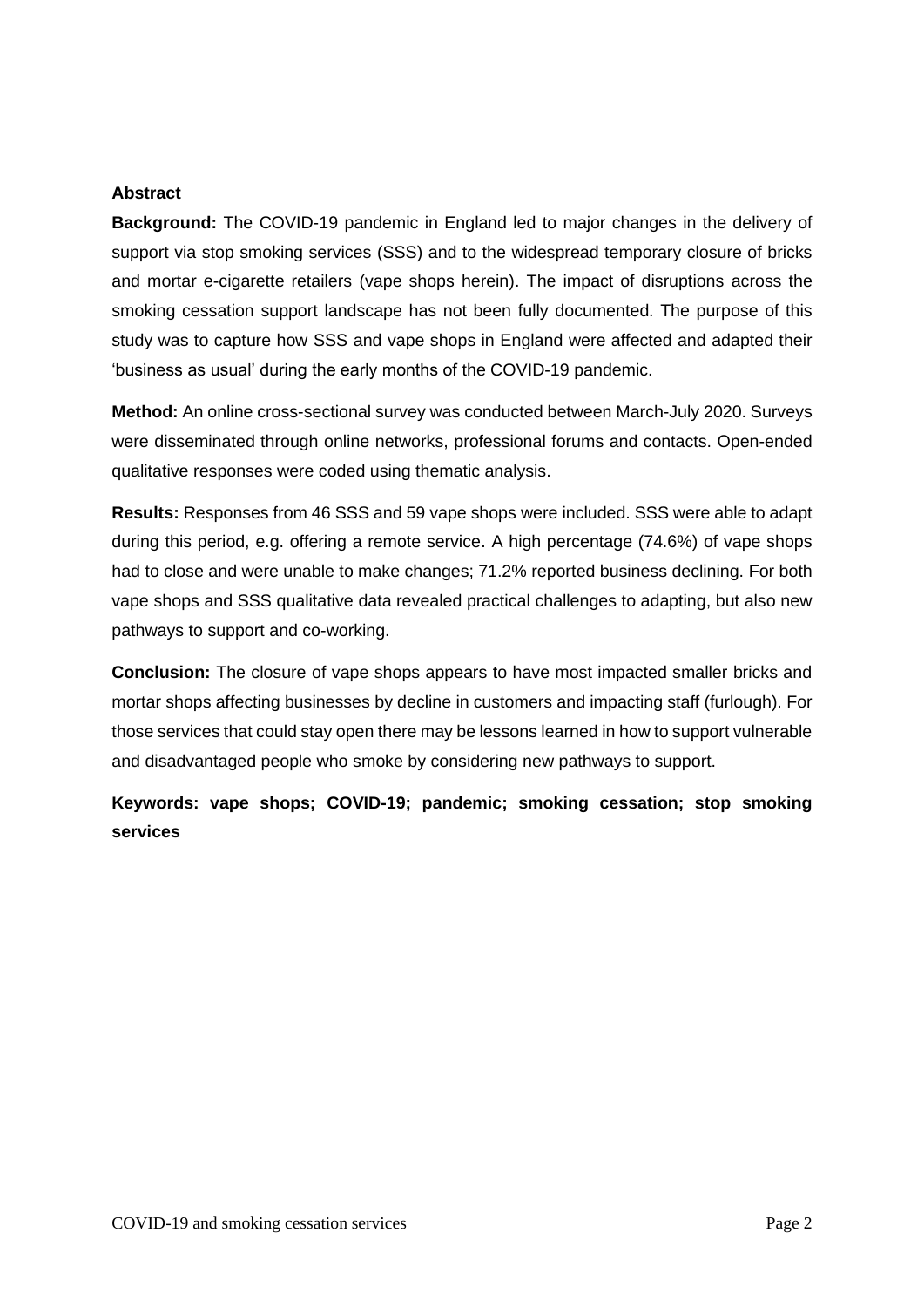## Abstract

**Background:** The COVID-19 pandemic in England led to major changes in the delivery of support via stop smoking services (SSS) and to the widespread temporary closure of bricks and mortar e-cigarette retailers (vape shops herein). The impact of disruptions across the smoking cessation support landscape has not been fully documented. The purpose of this study was to capture how SSS and vape shops in England were affected and adapted their 'business as usual' during the early months of the COVID-19 pandemic.

**Method:** An online cross-sectional survey was conducted between March-July 2020. Surveys were disseminated through online networks, professional forums and contacts. Open-ended qualitative responses were coded using thematic analysis.

**Results:** Responses from 46 SSS and 59 vape shops were included. SSS were able to adapt during this period, e.g. offering a remote service. A high percentage (74.6%) of vape shops had to close and were unable to make changes; 71.2% reported business declining. For both vape shops and SSS qualitative data revealed practical challenges to adapting, but also new pathways to support and co-working.

**Conclusion:** The closure of vape shops appears to have most impacted smaller bricks and mortar shops affecting businesses by decline in customers and impacting staff (furlough). For those services that could stay open there may be lessons learned in how to support vulnerable and disadvantaged people who smoke by considering new pathways to support.

**Keywords: vape shops; COVID-19; pandemic; smoking cessation; stop smoking services**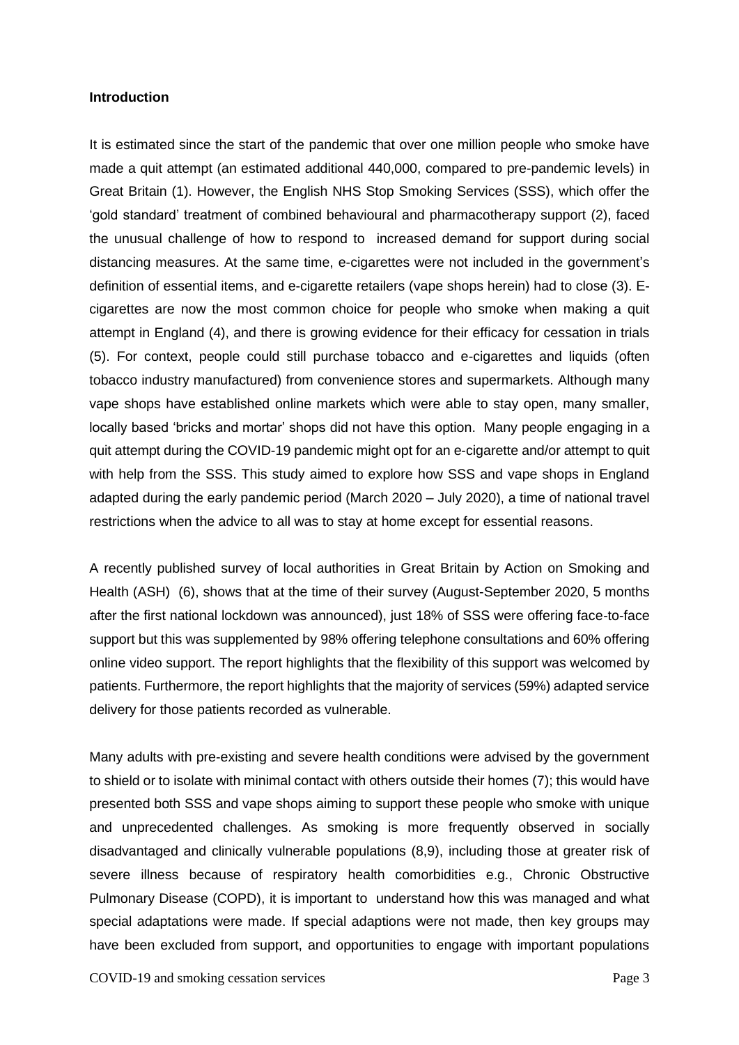**Introduction**

It is estimated since the start of the pandemic that over one million people who smoke have made a quit attempt (an estimated additional 440,000, compared to pre-pandemic levels) in Great Britain (1). However, the English NHS Stop Smoking Services (SSS), which offer the 'gold standard' treatment of combined behavioural and pharmacotherapy support (2), faced the unusual challenge of how to respond to increased demand for support during social distancing measures. At the same time, e-cigarettes were not included in the government's definition of essential items, and e-cigarette retailers (vape shops herein) had to close (3). E-cigarettes are now the most common choice for people who smoke when making a quit attempt in England (4), and there is growing evidence for their efficacy for cessation in trials (5). For context, people could still purchase tobacco and e-cigarettes and liquids (often tobacco industry manufactured) from convenience stores and supermarkets. Although many vape shops have established online markets which were able to stay open, many smaller, locally based 'bricks and mortar' shops did not have this option. Many people engaging in a quit attempt during the COVID-19 pandemic might opt for an e-cigarette and/or attempt to quit with help from the SSS. This study aimed to explore how SSS and vape shops in England adapted during the early pandemic period (March 2020 – July 2020), a time of national travel restrictions when the advice to all was to stay at home except for essential reasons.

A recently published survey of local authorities in Great Britain by Action on Smoking and Health (ASH) (6), shows that at the time of their survey (August-September 2020, 5 months after the first national lockdown was announced), just 18% of SSS were offering face-to-face support but this was supplemented by 98% offering telephone consultations and 60% offering online video support. The report highlights that the flexibility of this support was welcomed by patients. Furthermore, the report highlights that the majority of services (59%) adapted service delivery for those patients recorded as vulnerable.

Many adults with pre-existing and severe health conditions were advised by the government to shield or to isolate with minimal contact with others outside their homes (7); this would have presented both SSS and vape shops aiming to support these people who smoke with unique and unprecedented challenges. As smoking is more frequently observed in socially disadvantaged and clinically vulnerable populations (8,9), including those at greater risk of severe illness because of respiratory health comorbidities e.g., Chronic Obstructive Pulmonary Disease (COPD), it is important to understand how this was managed and what special adaptations were made. If special adaptions were not made, then key groups may have been excluded from support, and opportunities to engage with important populations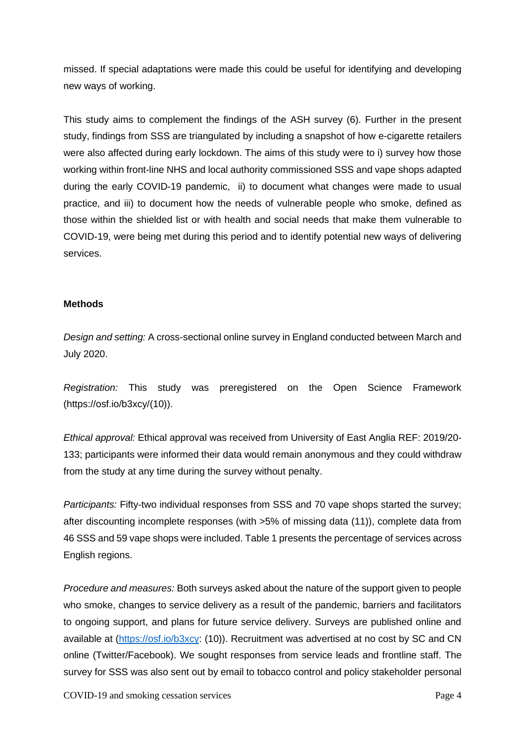missed. If special adaptations were made this could be useful for identifying and developing new ways of working.

This study aims to complement the findings of the ASH survey (6). Further in the present study, findings from SSS are triangulated by including a snapshot of how e-cigarette retailers were also affected during early lockdown. The aims of this study were to i) survey how those working within front-line NHS and local authority commissioned SSS and vape shops adapted during the early COVID-19 pandemic, ii) to document what changes were made to usual practice, and iii) to document how the needs of vulnerable people who smoke, defined as those within the shielded list or with health and social needs that make them vulnerable to COVID-19, were being met during this period and to identify potential new ways of delivering services.

**Methods**

*Design and setting:* A cross-sectional online survey in England conducted between March and July 2020.

*Registration:* This study was preregistered on the Open Science Framework (https://osf.io/b3xcy/(10)).

*Ethical approval:* Ethical approval was received from University of East Anglia REF: 2019/20-133; participants were informed their data would remain anonymous and they could withdraw from the study at any time during the survey without penalty.

*Participants:* Fifty-two individual responses from SSS and 70 vape shops started the survey; after discounting incomplete responses (with >5% of missing data (11)), complete data from 46 SSS and 59 vape shops were included. Table 1 presents the percentage of services across English regions.

*Procedure and measures:* Both surveys asked about the nature of the support given to people who smoke, changes to service delivery as a result of the pandemic, barriers and facilitators to ongoing support, and plans for future service delivery. Surveys are published online and available at (https://osf.io/b3xcy: (10)). Recruitment was advertised at no cost by SC and CN online (Twitter/Facebook). We sought responses from service leads and frontline staff. The survey for SSS was also sent out by email to tobacco control and policy stakeholder personal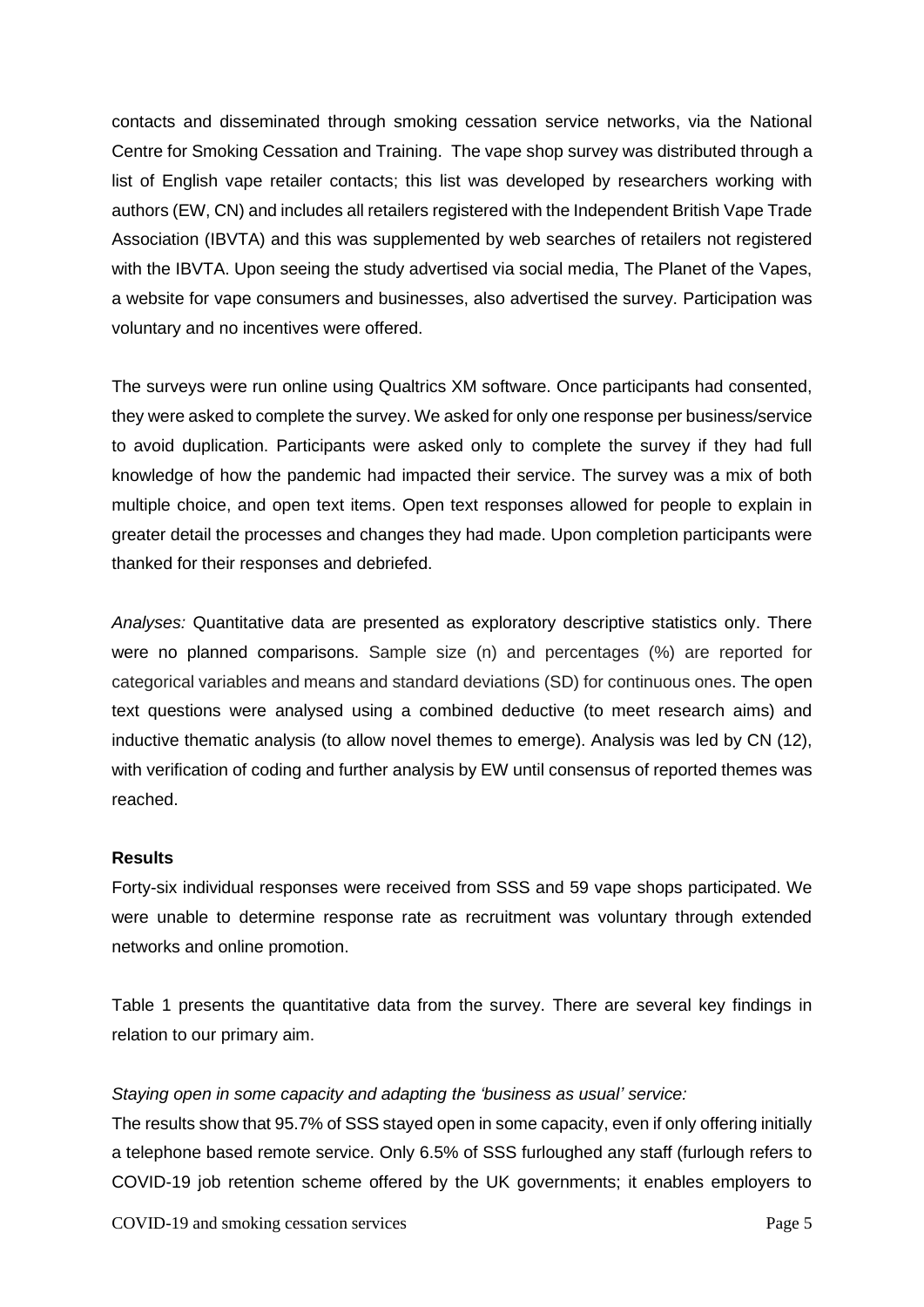contacts and disseminated through smoking cessation service networks, via the National Centre for Smoking Cessation and Training. The vape shop survey was distributed through a list of English vape retailer contacts; this list was developed by researchers working with authors (EW, CN) and includes all retailers registered with the Independent British Vape Trade Association (IBVTA) and this was supplemented by web searches of retailers not registered with the IBVTA. Upon seeing the study advertised via social media, The Planet of the Vapes, a website for vape consumers and businesses, also advertised the survey. Participation was voluntary and no incentives were offered.

The surveys were run online using Qualtrics XM software. Once participants had consented, they were asked to complete the survey. We asked for only one response per business/service to avoid duplication. Participants were asked only to complete the survey if they had full knowledge of how the pandemic had impacted their service. The survey was a mix of both multiple choice, and open text items. Open text responses allowed for people to explain in greater detail the processes and changes they had made. Upon completion participants were thanked for their responses and debriefed.

*Analyses:* Quantitative data are presented as exploratory descriptive statistics only. There were no planned comparisons. Sample size (n) and percentages (%) are reported for categorical variables and means and standard deviations (SD) for continuous ones. The open text questions were analysed using a combined deductive (to meet research aims) and inductive thematic analysis (to allow novel themes to emerge). Analysis was led by CN (12), with verification of coding and further analysis by EW until consensus of reported themes was reached.

**Results**

Forty-six individual responses were received from SSS and 59 vape shops participated. We were unable to determine response rate as recruitment was voluntary through extended networks and online promotion.

Table 1 presents the quantitative data from the survey. There are several key findings in relation to our primary aim.

*Staying open in some capacity and adapting the 'business as usual' service:*

The results show that 95.7% of SSS stayed open in some capacity, even if only offering initially a telephone based remote service. Only 6.5% of SSS furloughed any staff (furlough refers to COVID-19 job retention scheme offered by the UK governments; it enables employers to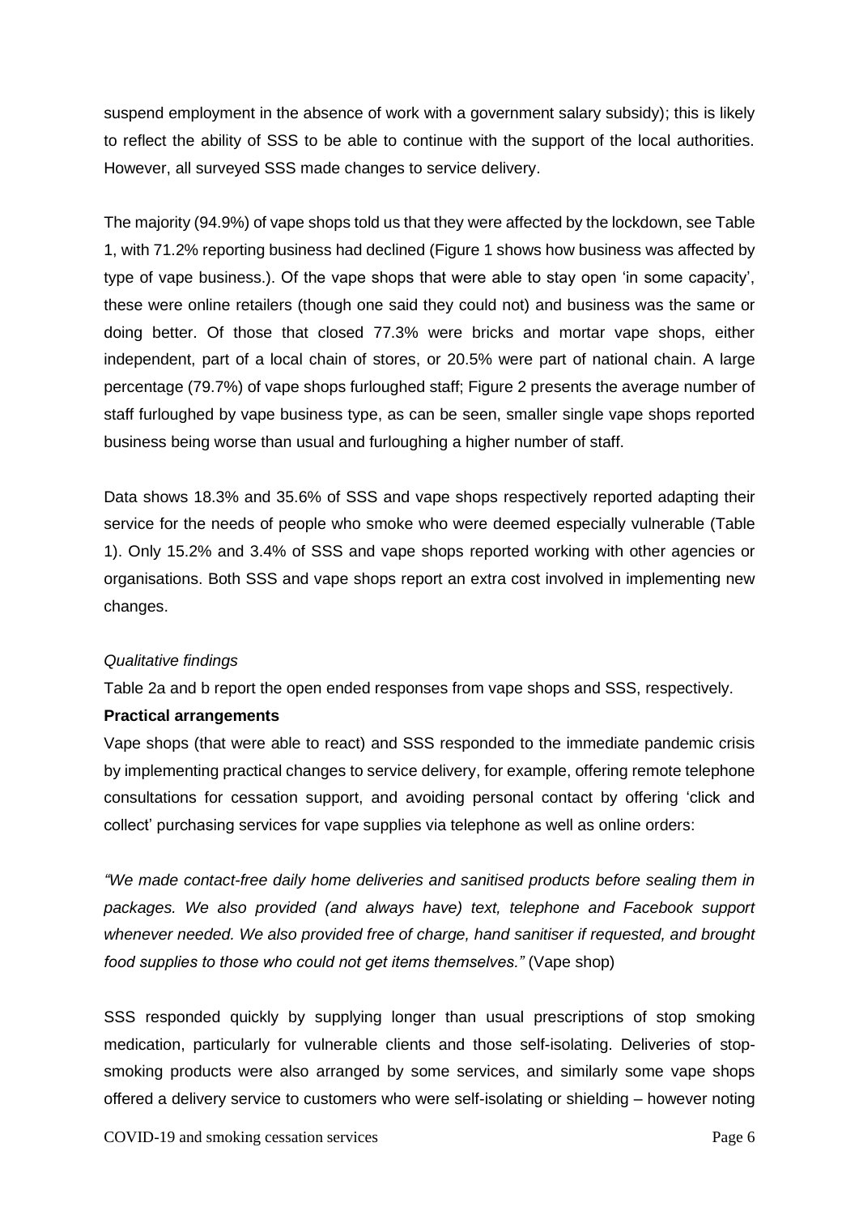suspend employment in the absence of work with a government salary subsidy); this is likely to reflect the ability of SSS to be able to continue with the support of the local authorities. However, all surveyed SSS made changes to service delivery.

The majority (94.9%) of vape shops told us that they were affected by the lockdown, see Table 1, with 71.2% reporting business had declined (Figure 1 shows how business was affected by type of vape business.). Of the vape shops that were able to stay open 'in some capacity', these were online retailers (though one said they could not) and business was the same or doing better. Of those that closed 77.3% were bricks and mortar vape shops, either independent, part of a local chain of stores, or 20.5% were part of national chain. A large percentage (79.7%) of vape shops furloughed staff; Figure 2 presents the average number of staff furloughed by vape business type, as can be seen, smaller single vape shops reported business being worse than usual and furloughing a higher number of staff.

Data shows 18.3% and 35.6% of SSS and vape shops respectively reported adapting their service for the needs of people who smoke who were deemed especially vulnerable (Table 1). Only 15.2% and 3.4% of SSS and vape shops reported working with other agencies or organisations. Both SSS and vape shops report an extra cost involved in implementing new changes.

*Qualitative findings*

Table 2a and b report the open ended responses from vape shops and SSS, respectively.

**Practical arrangements**

Vape shops (that were able to react) and SSS responded to the immediate pandemic crisis by implementing practical changes to service delivery, for example, offering remote telephone consultations for cessation support, and avoiding personal contact by offering 'click and collect' purchasing services for vape supplies via telephone as well as online orders:

*"We made contact-free daily home deliveries and sanitised products before sealing them in packages. We also provided (and always have) text, telephone and Facebook support whenever needed. We also provided free of charge, hand sanitiser if requested, and brought food supplies to those who could not get items themselves."* (Vape shop)

SSS responded quickly by supplying longer than usual prescriptions of stop smoking medication, particularly for vulnerable clients and those self-isolating. Deliveries of stop-smoking products were also arranged by some services, and similarly some vape shops offered a delivery service to customers who were self-isolating or shielding – however noting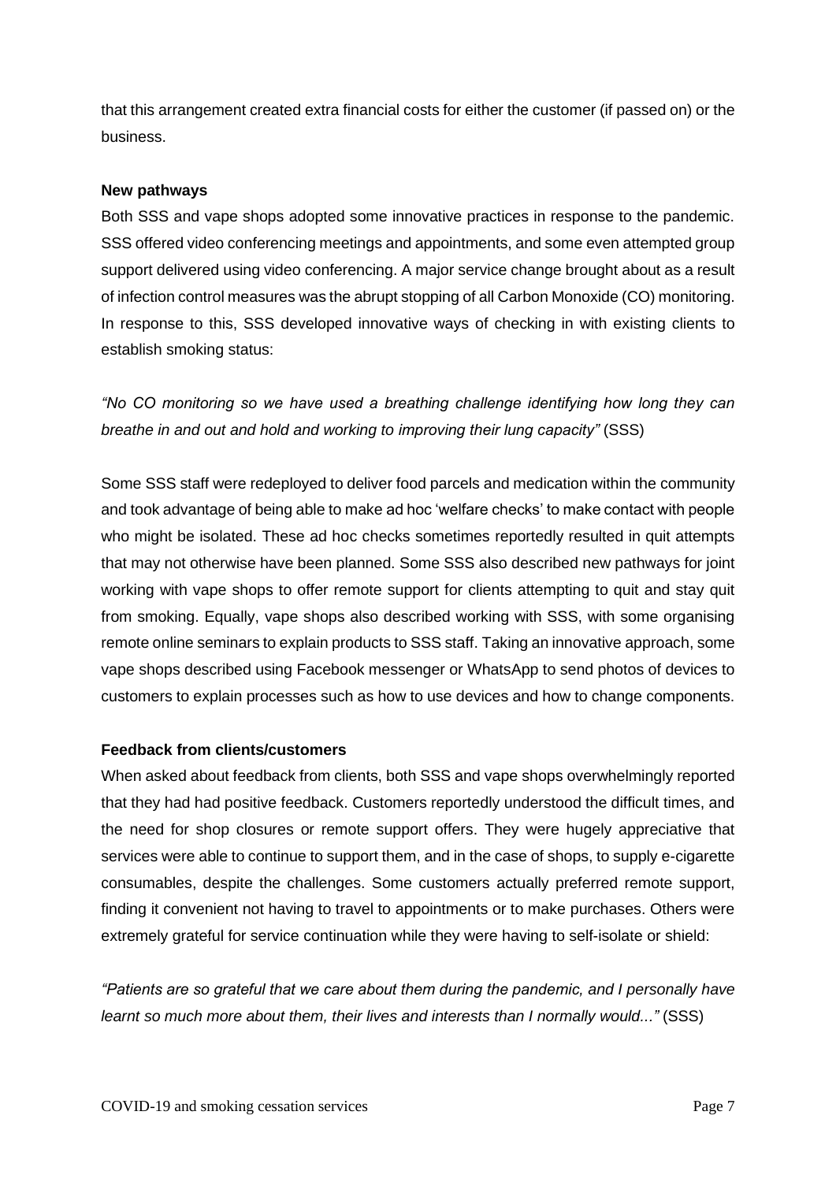that this arrangement created extra financial costs for either the customer (if passed on) or the business.

**New pathways**

Both SSS and vape shops adopted some innovative practices in response to the pandemic. SSS offered video conferencing meetings and appointments, and some even attempted group support delivered using video conferencing. A major service change brought about as a result of infection control measures was the abrupt stopping of all Carbon Monoxide (CO) monitoring. In response to this, SSS developed innovative ways of checking in with existing clients to establish smoking status:

*"No CO monitoring so we have used a breathing challenge identifying how long they can breathe in and out and hold and working to improving their lung capacity"* (SSS)

Some SSS staff were redeployed to deliver food parcels and medication within the community and took advantage of being able to make ad hoc 'welfare checks' to make contact with people who might be isolated. These ad hoc checks sometimes reportedly resulted in quit attempts that may not otherwise have been planned. Some SSS also described new pathways for joint working with vape shops to offer remote support for clients attempting to quit and stay quit from smoking. Equally, vape shops also described working with SSS, with some organising remote online seminars to explain products to SSS staff. Taking an innovative approach, some vape shops described using Facebook messenger or WhatsApp to send photos of devices to customers to explain processes such as how to use devices and how to change components.

**Feedback from clients/customers**

When asked about feedback from clients, both SSS and vape shops overwhelmingly reported that they had had positive feedback. Customers reportedly understood the difficult times, and the need for shop closures or remote support offers. They were hugely appreciative that services were able to continue to support them, and in the case of shops, to supply e-cigarette consumables, despite the challenges. Some customers actually preferred remote support, finding it convenient not having to travel to appointments or to make purchases. Others were extremely grateful for service continuation while they were having to self-isolate or shield:

*"Patients are so grateful that we care about them during the pandemic, and I personally have learnt so much more about them, their lives and interests than I normally would..."* (SSS)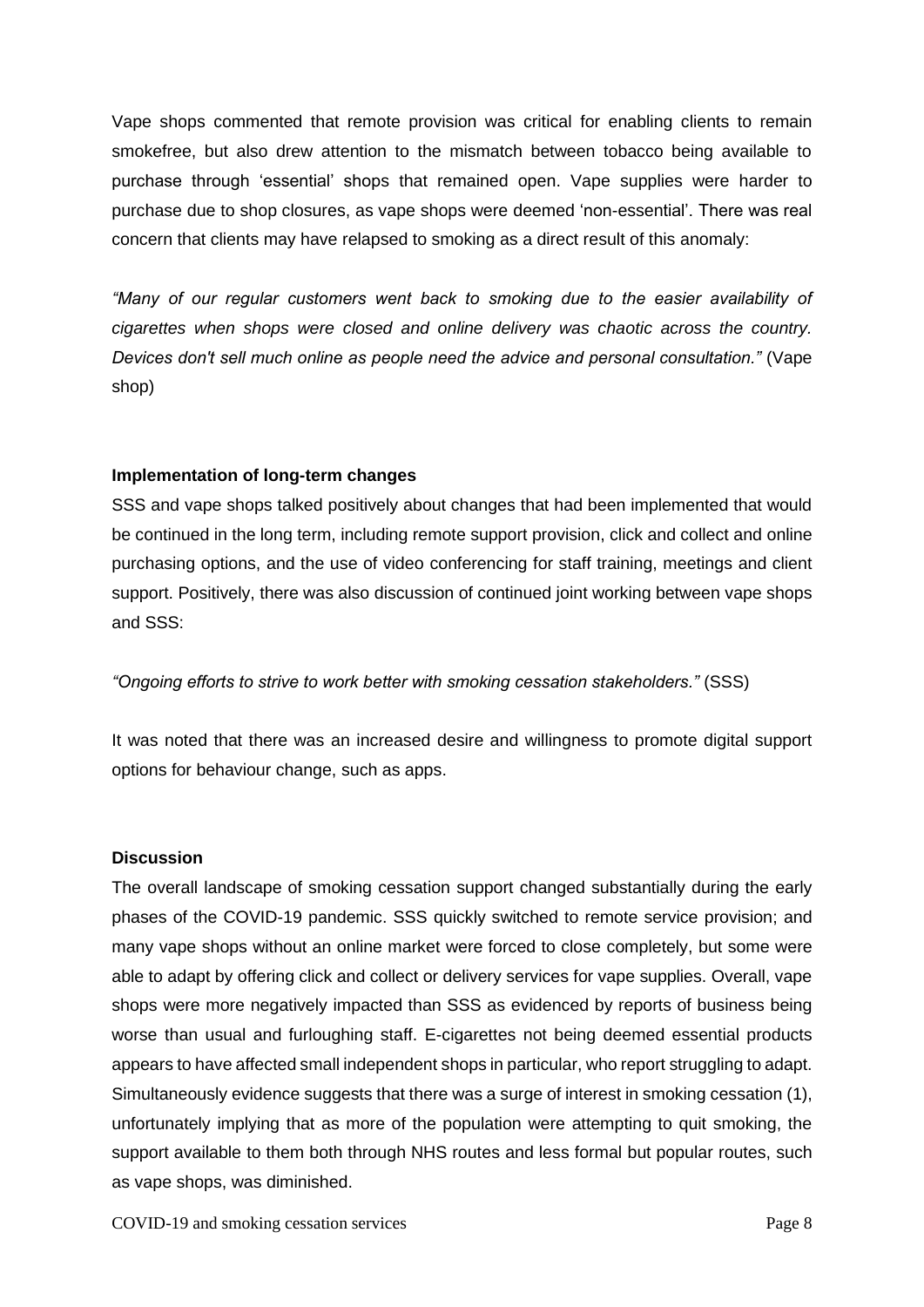Vape shops commented that remote provision was critical for enabling clients to remain smokefree, but also drew attention to the mismatch between tobacco being available to purchase through 'essential' shops that remained open. Vape supplies were harder to purchase due to shop closures, as vape shops were deemed 'non-essential'. There was real concern that clients may have relapsed to smoking as a direct result of this anomaly:

*"Many of our regular customers went back to smoking due to the easier availability of cigarettes when shops were closed and online delivery was chaotic across the country. Devices don't sell much online as people need the advice and personal consultation."* (Vape shop)

**Implementation of long-term changes**

SSS and vape shops talked positively about changes that had been implemented that would be continued in the long term, including remote support provision, click and collect and online purchasing options, and the use of video conferencing for staff training, meetings and client support. Positively, there was also discussion of continued joint working between vape shops and SSS:

*"Ongoing efforts to strive to work better with smoking cessation stakeholders."* (SSS)

It was noted that there was an increased desire and willingness to promote digital support options for behaviour change, such as apps.

**Discussion**

The overall landscape of smoking cessation support changed substantially during the early phases of the COVID-19 pandemic. SSS quickly switched to remote service provision; and many vape shops without an online market were forced to close completely, but some were able to adapt by offering click and collect or delivery services for vape supplies. Overall, vape shops were more negatively impacted than SSS as evidenced by reports of business being worse than usual and furloughing staff. E-cigarettes not being deemed essential products appears to have affected small independent shops in particular, who report struggling to adapt. Simultaneously evidence suggests that there was a surge of interest in smoking cessation (1), unfortunately implying that as more of the population were attempting to quit smoking, the support available to them both through NHS routes and less formal but popular routes, such as vape shops, was diminished.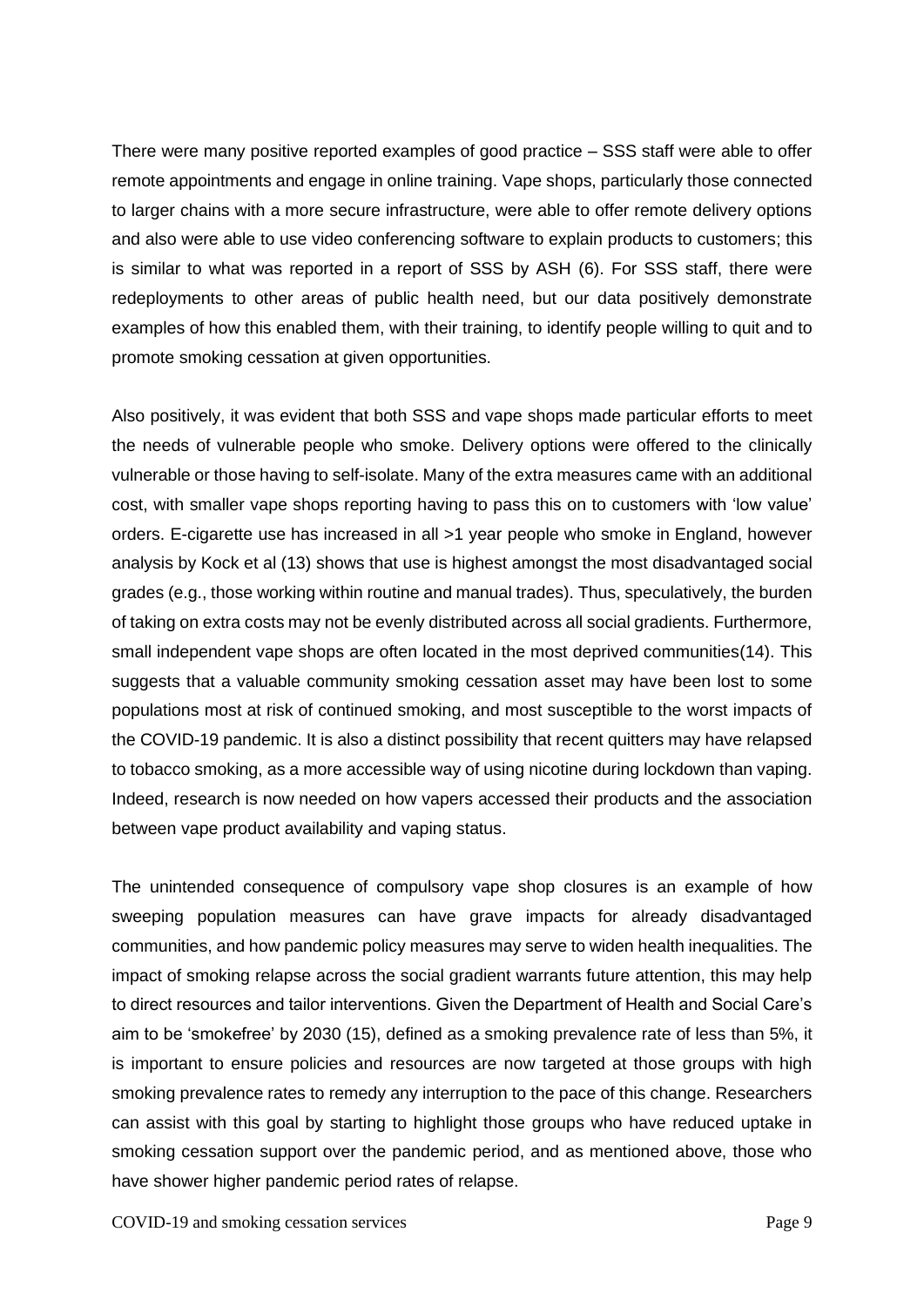There were many positive reported examples of good practice – SSS staff were able to offer remote appointments and engage in online training. Vape shops, particularly those connected to larger chains with a more secure infrastructure, were able to offer remote delivery options and also were able to use video conferencing software to explain products to customers; this is similar to what was reported in a report of SSS by ASH (6). For SSS staff, there were redeployments to other areas of public health need, but our data positively demonstrate examples of how this enabled them, with their training, to identify people willing to quit and to promote smoking cessation at given opportunities.

Also positively, it was evident that both SSS and vape shops made particular efforts to meet the needs of vulnerable people who smoke. Delivery options were offered to the clinically vulnerable or those having to self-isolate. Many of the extra measures came with an additional cost, with smaller vape shops reporting having to pass this on to customers with 'low value' orders. E-cigarette use has increased in all >1 year people who smoke in England, however analysis by Kock et al (13) shows that use is highest amongst the most disadvantaged social grades (e.g., those working within routine and manual trades). Thus, speculatively, the burden of taking on extra costs may not be evenly distributed across all social gradients. Furthermore, small independent vape shops are often located in the most deprived communities(14). This suggests that a valuable community smoking cessation asset may have been lost to some populations most at risk of continued smoking, and most susceptible to the worst impacts of the COVID-19 pandemic. It is also a distinct possibility that recent quitters may have relapsed to tobacco smoking, as a more accessible way of using nicotine during lockdown than vaping. Indeed, research is now needed on how vapers accessed their products and the association between vape product availability and vaping status.

The unintended consequence of compulsory vape shop closures is an example of how sweeping population measures can have grave impacts for already disadvantaged communities, and how pandemic policy measures may serve to widen health inequalities. The impact of smoking relapse across the social gradient warrants future attention, this may help to direct resources and tailor interventions. Given the Department of Health and Social Care's aim to be 'smokefree' by 2030 (15), defined as a smoking prevalence rate of less than 5%, it is important to ensure policies and resources are now targeted at those groups with high smoking prevalence rates to remedy any interruption to the pace of this change. Researchers can assist with this goal by starting to highlight those groups who have reduced uptake in smoking cessation support over the pandemic period, and as mentioned above, those who have shower higher pandemic period rates of relapse.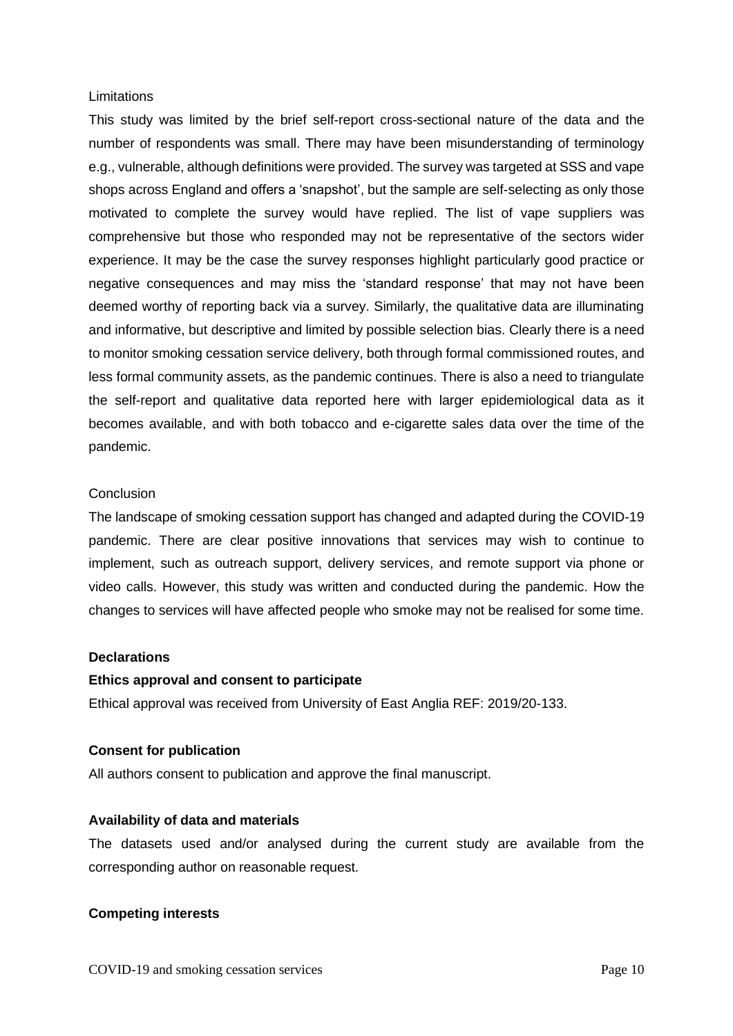Limitations

This study was limited by the brief self-report cross-sectional nature of the data and the number of respondents was small. There may have been misunderstanding of terminology e.g., vulnerable, although definitions were provided. The survey was targeted at SSS and vape shops across England and offers a 'snapshot', but the sample are self-selecting as only those motivated to complete the survey would have replied. The list of vape suppliers was comprehensive but those who responded may not be representative of the sectors wider experience. It may be the case the survey responses highlight particularly good practice or negative consequences and may miss the 'standard response' that may not have been deemed worthy of reporting back via a survey. Similarly, the qualitative data are illuminating and informative, but descriptive and limited by possible selection bias. Clearly there is a need to monitor smoking cessation service delivery, both through formal commissioned routes, and less formal community assets, as the pandemic continues. There is also a need to triangulate the self-report and qualitative data reported here with larger epidemiological data as it becomes available, and with both tobacco and e-cigarette sales data over the time of the pandemic.

Conclusion

The landscape of smoking cessation support has changed and adapted during the COVID-19 pandemic. There are clear positive innovations that services may wish to continue to implement, such as outreach support, delivery services, and remote support via phone or video calls. However, this study was written and conducted during the pandemic. How the changes to services will have affected people who smoke may not be realised for some time.

## Declarations

### Ethics approval and consent to participate

Ethical approval was received from University of East Anglia REF: 2019/20-133.

### Consent for publication

All authors consent to publication and approve the final manuscript.

### Availability of data and materials

The datasets used and/or analysed during the current study are available from the corresponding author on reasonable request.

### Competing interests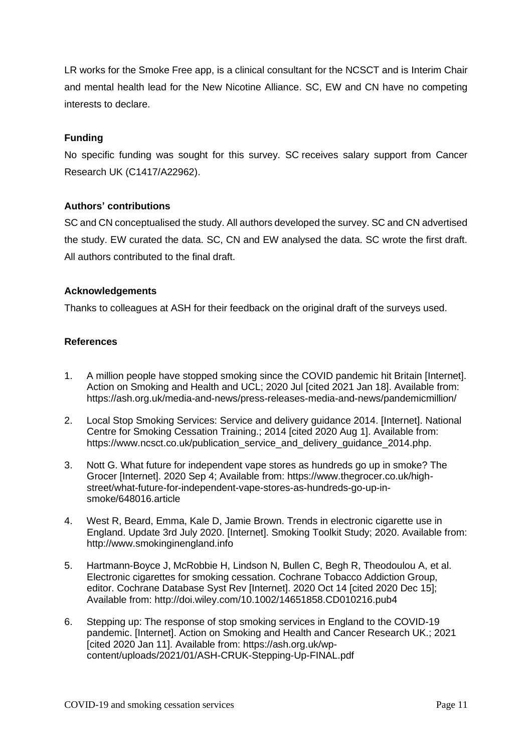LR works for the Smoke Free app, is a clinical consultant for the NCSCT and is Interim Chair and mental health lead for the New Nicotine Alliance. SC, EW and CN have no competing interests to declare.

### Funding

No specific funding was sought for this survey. SC receives salary support from Cancer Research UK (C1417/A22962).

### Authors' contributions

SC and CN conceptualised the study. All authors developed the survey. SC and CN advertised the study. EW curated the data. SC, CN and EW analysed the data. SC wrote the first draft. All authors contributed to the final draft.

### Acknowledgements

Thanks to colleagues at ASH for their feedback on the original draft of the surveys used.

### References

1. A million people have stopped smoking since the COVID pandemic hit Britain [Internet]. Action on Smoking and Health and UCL; 2020 Jul [cited 2021 Jan 18]. Available from: https://ash.org.uk/media-and-news/press-releases-media-and-news/pandemicmillion/
2. Local Stop Smoking Services: Service and delivery guidance 2014. [Internet]. National Centre for Smoking Cessation Training.; 2014 [cited 2020 Aug 1]. Available from: https://www.ncsct.co.uk/publication_service_and_delivery_guidance_2014.php.
3. Nott G. What future for independent vape stores as hundreds go up in smoke? The Grocer [Internet]. 2020 Sep 4; Available from: https://www.thegrocer.co.uk/high-street/what-future-for-independent-vape-stores-as-hundreds-go-up-in-smoke/648016.article
4. West R, Beard, Emma, Kale D, Jamie Brown. Trends in electronic cigarette use in England. Update 3rd July 2020. [Internet]. Smoking Toolkit Study; 2020. Available from: http://www.smokinginengland.info
5. Hartmann-Boyce J, McRobbie H, Lindson N, Bullen C, Begh R, Theodoulou A, et al. Electronic cigarettes for smoking cessation. Cochrane Tobacco Addiction Group, editor. Cochrane Database Syst Rev [Internet]. 2020 Oct 14 [cited 2020 Dec 15]; Available from: http://doi.wiley.com/10.1002/14651858.CD010216.pub4
6. Stepping up: The response of stop smoking services in England to the COVID-19 pandemic. [Internet]. Action on Smoking and Health and Cancer Research UK.; 2021 [cited 2020 Jan 11]. Available from: https://ash.org.uk/wp-content/uploads/2021/01/ASH-CRUK-Stepping-Up-FINAL.pdf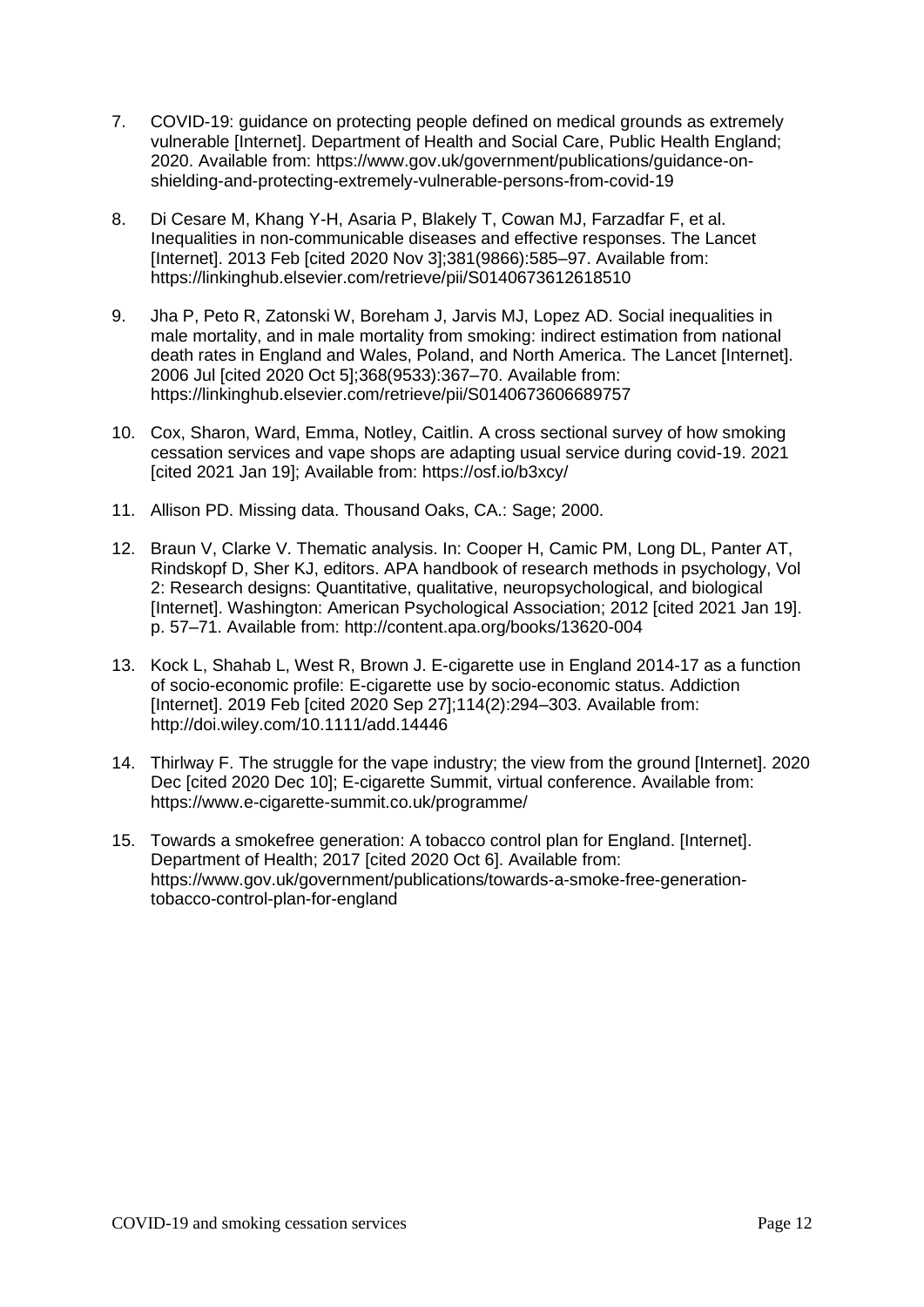7. COVID-19: guidance on protecting people defined on medical grounds as extremely vulnerable [Internet]. Department of Health and Social Care, Public Health England; 2020. Available from: https://www.gov.uk/government/publications/guidance-on-shielding-and-protecting-extremely-vulnerable-persons-from-covid-19

8. Di Cesare M, Khang Y-H, Asaria P, Blakely T, Cowan MJ, Farzadfar F, et al. Inequalities in non-communicable diseases and effective responses. The Lancet [Internet]. 2013 Feb [cited 2020 Nov 3];381(9866):585–97. Available from: https://linkinghub.elsevier.com/retrieve/pii/S0140673612618510

9. Jha P, Peto R, Zatonski W, Boreham J, Jarvis MJ, Lopez AD. Social inequalities in male mortality, and in male mortality from smoking: indirect estimation from national death rates in England and Wales, Poland, and North America. The Lancet [Internet]. 2006 Jul [cited 2020 Oct 5];368(9533):367–70. Available from: https://linkinghub.elsevier.com/retrieve/pii/S0140673606689757

10. Cox, Sharon, Ward, Emma, Notley, Caitlin. A cross sectional survey of how smoking cessation services and vape shops are adapting usual service during covid-19. 2021 [cited 2021 Jan 19]; Available from: https://osf.io/b3xcy/

11. Allison PD. Missing data. Thousand Oaks, CA.: Sage; 2000.

12. Braun V, Clarke V. Thematic analysis. In: Cooper H, Camic PM, Long DL, Panter AT, Rindskopf D, Sher KJ, editors. APA handbook of research methods in psychology, Vol 2: Research designs: Quantitative, qualitative, neuropsychological, and biological [Internet]. Washington: American Psychological Association; 2012 [cited 2021 Jan 19]. p. 57–71. Available from: http://content.apa.org/books/13620-004

13. Kock L, Shahab L, West R, Brown J. E-cigarette use in England 2014-17 as a function of socio-economic profile: E-cigarette use by socio-economic status. Addiction [Internet]. 2019 Feb [cited 2020 Sep 27];114(2):294–303. Available from: http://doi.wiley.com/10.1111/add.14446

14. Thirlway F. The struggle for the vape industry; the view from the ground [Internet]. 2020 Dec [cited 2020 Dec 10]; E-cigarette Summit, virtual conference. Available from: https://www.e-cigarette-summit.co.uk/programme/

15. Towards a smokefree generation: A tobacco control plan for England. [Internet]. Department of Health; 2017 [cited 2020 Oct 6]. Available from: https://www.gov.uk/government/publications/towards-a-smoke-free-generation-tobacco-control-plan-for-england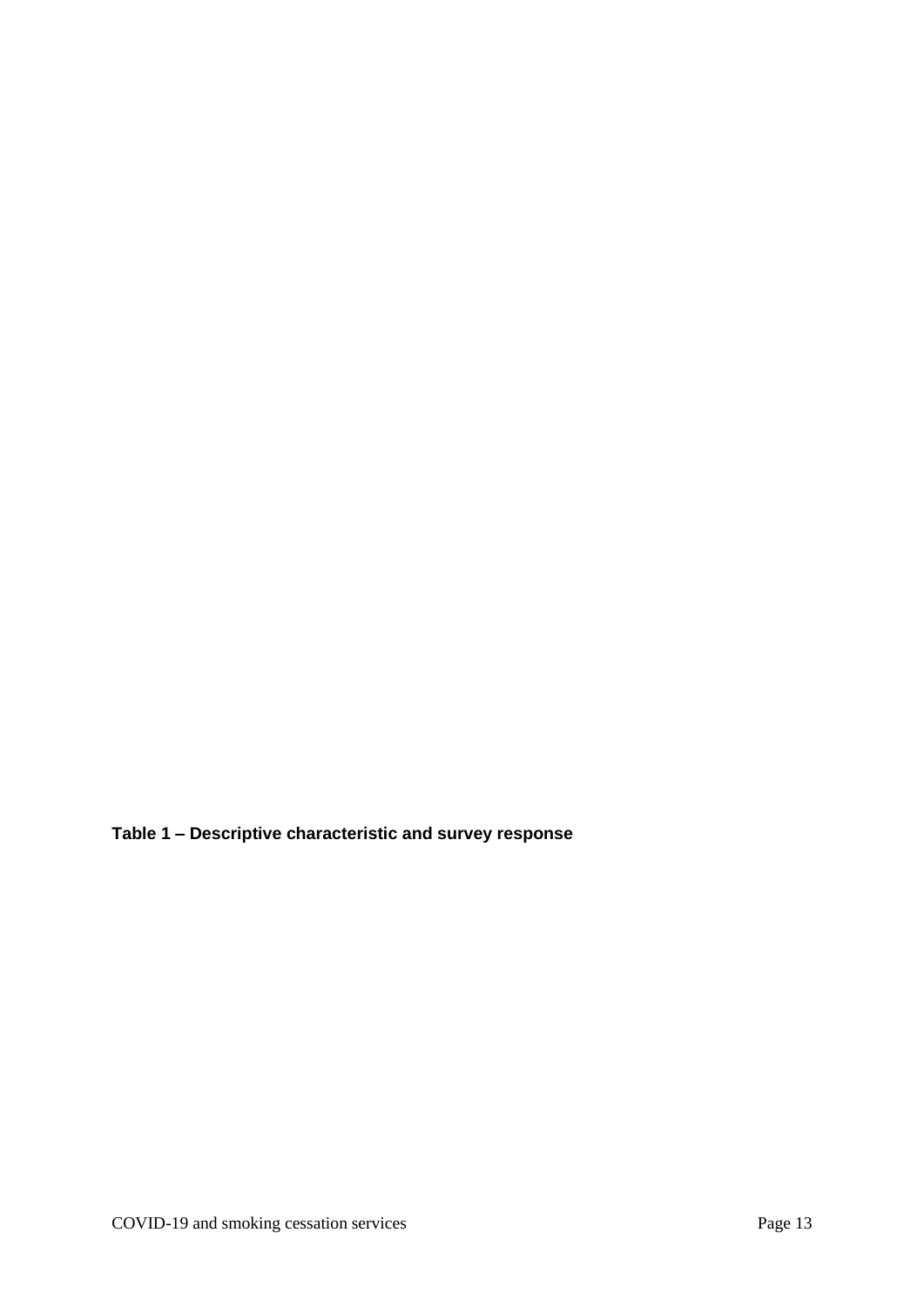**Table 1 – Descriptive characteristic and survey response**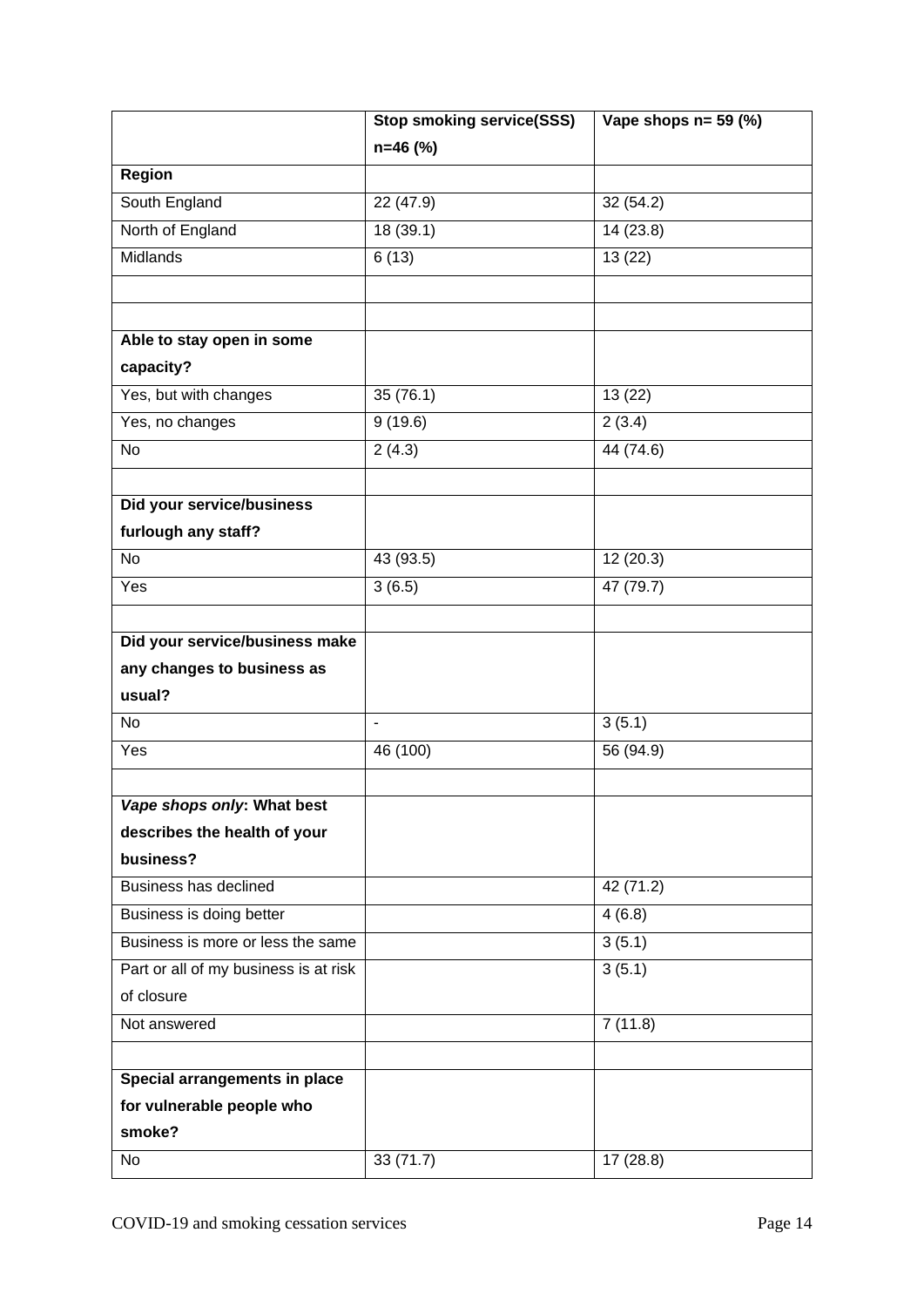| | Stop smoking service(SSS) n=46 (%) | Vape shops n= 59 (%) |
|---|---|---|
| **Region** | | |
| South England | 22 (47.9) | 32 (54.2) |
| North of England | 18 (39.1) | 14 (23.8) |
| Midlands | 6 (13) | 13 (22) |
| | | |
| | | |
| **Able to stay open in some capacity?** | | |
| Yes, but with changes | 35 (76.1) | 13 (22) |
| Yes, no changes | 9 (19.6) | 2 (3.4) |
| No | 2 (4.3) | 44 (74.6) |
| | | |
| **Did your service/business furlough any staff?** | | |
| No | 43 (93.5) | 12 (20.3) |
| Yes | 3 (6.5) | 47 (79.7) |
| | | |
| **Did your service/business make any changes to business as usual?** | | |
| No | - | 3 (5.1) |
| Yes | 46 (100) | 56 (94.9) |
| | | |
| ***Vape shops only*: What best describes the health of your business?** | | |
| Business has declined | | 42 (71.2) |
| Business is doing better | | 4 (6.8) |
| Business is more or less the same | | 3 (5.1) |
| Part or all of my business is at risk of closure | | 3 (5.1) |
| Not answered | | 7 (11.8) |
| | | |
| **Special arrangements in place for vulnerable people who smoke?** | | |
| No | 33 (71.7) | 17 (28.8) |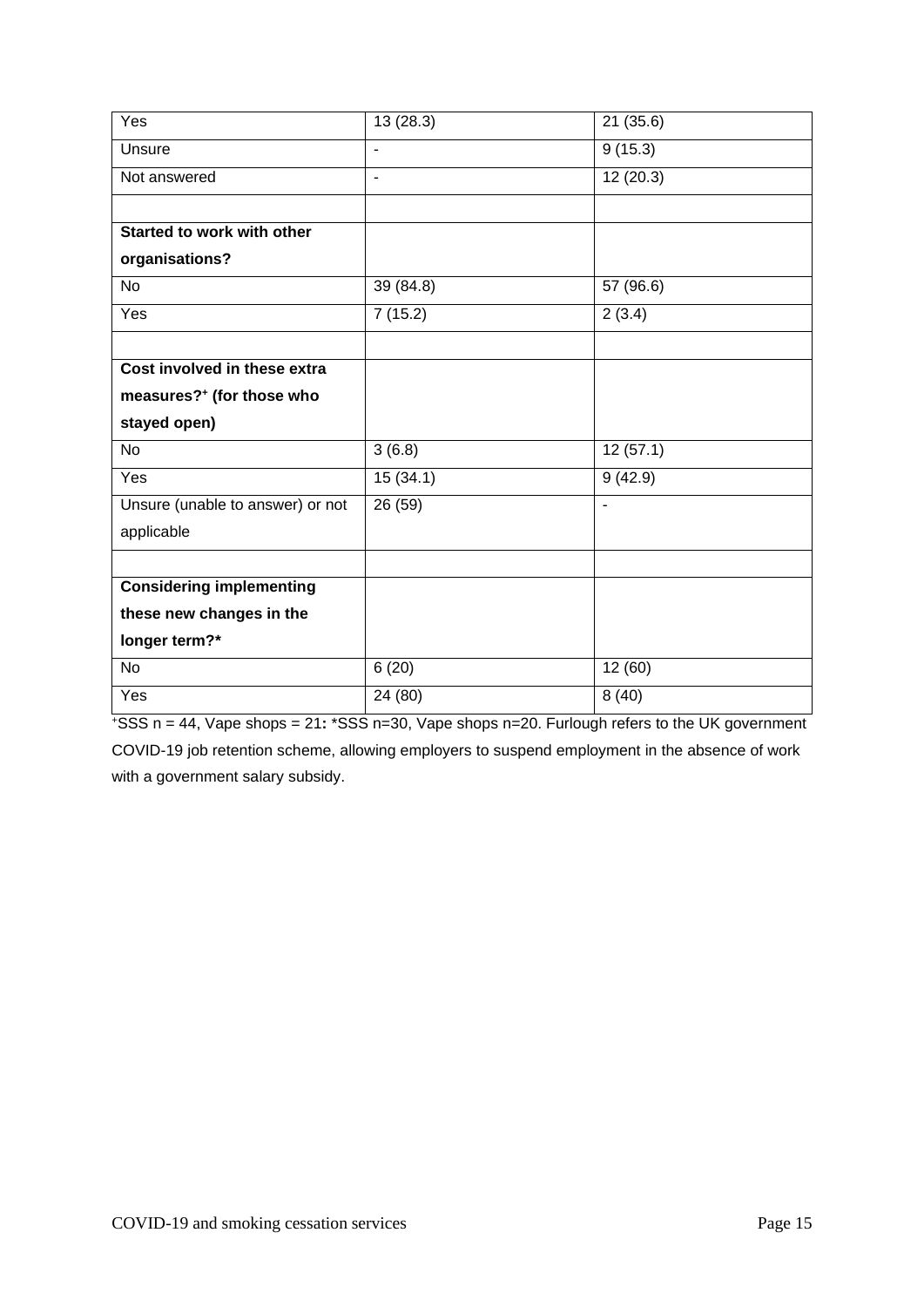| | | |
|---|---|---|
| Yes | 13 (28.3) | 21 (35.6) |
| Unsure | - | 9 (15.3) |
| Not answered | - | 12 (20.3) |
| | | |
| **Started to work with other organisations?** | | |
| No | 39 (84.8) | 57 (96.6) |
| Yes | 7 (15.2) | 2 (3.4) |
| | | |
| **Cost involved in these extra measures?⁺ (for those who stayed open)** | | |
| No | 3 (6.8) | 12 (57.1) |
| Yes | 15 (34.1) | 9 (42.9) |
| Unsure (unable to answer) or not applicable | 26 (59) | - |
| | | |
| **Considering implementing these new changes in the longer term?*** | | |
| No | 6 (20) | 12 (60) |
| Yes | 24 (80) | 8 (40) |

⁺SSS n = 44, Vape shops = 21**:** *SSS n=30, Vape shops n=20. Furlough refers to the UK government COVID-19 job retention scheme, allowing employers to suspend employment in the absence of work with a government salary subsidy.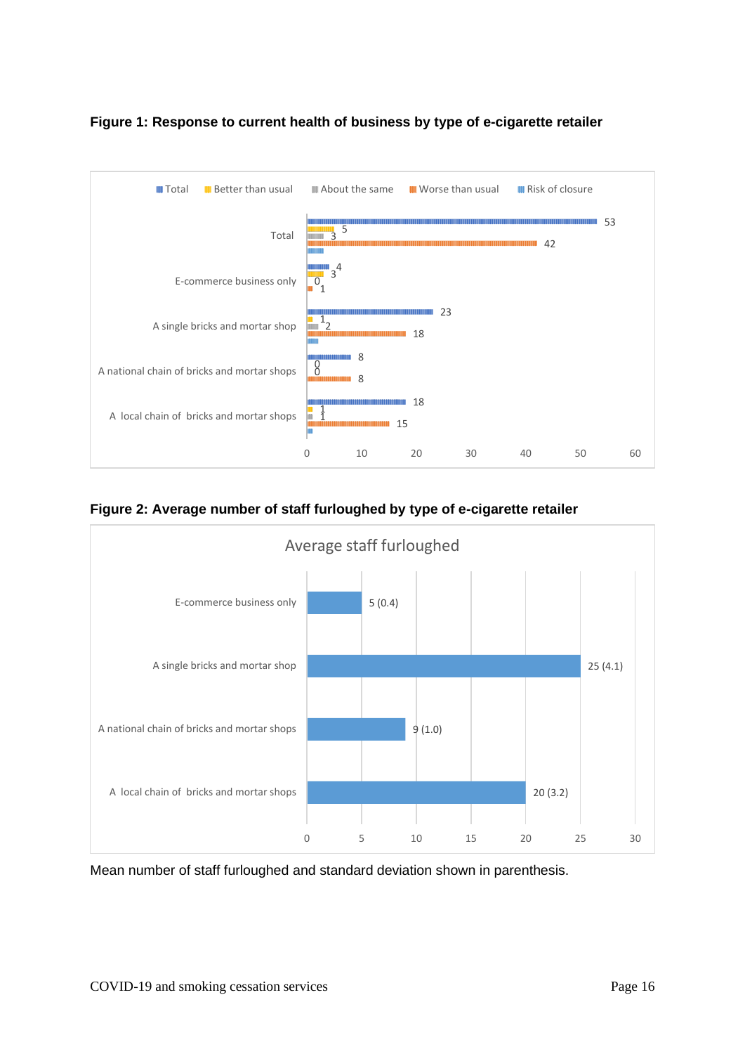**Figure 1: Response to current health of business by type of e-cigarette retailer**

| | Total | Better than usual | About the same | Worse than usual | Risk of closure |
|---|---|---|---|---|---|
| Total | 53 | 5 | 3 | 42 | |
| E-commerce business only | 4 | 3 | 0 | 1 | |
| A single bricks and mortar shop | 23 | 1 | 2 | 18 | |
| A national chain of bricks and mortar shops | 8 | 0 | 0 | 8 | |
| A local chain of bricks and mortar shops | 18 | 1 | 1 | 15 | |

**Figure 2: Average number of staff furloughed by type of e-cigarette retailer**

Average staff furloughed

| | Average staff furloughed |
|---|---|
| E-commerce business only | 5 (0.4) |
| A single bricks and mortar shop | 25 (4.1) |
| A national chain of bricks and mortar shops | 9 (1.0) |
| A local chain of bricks and mortar shops | 20 (3.2) |

Mean number of staff furloughed and standard deviation shown in parenthesis.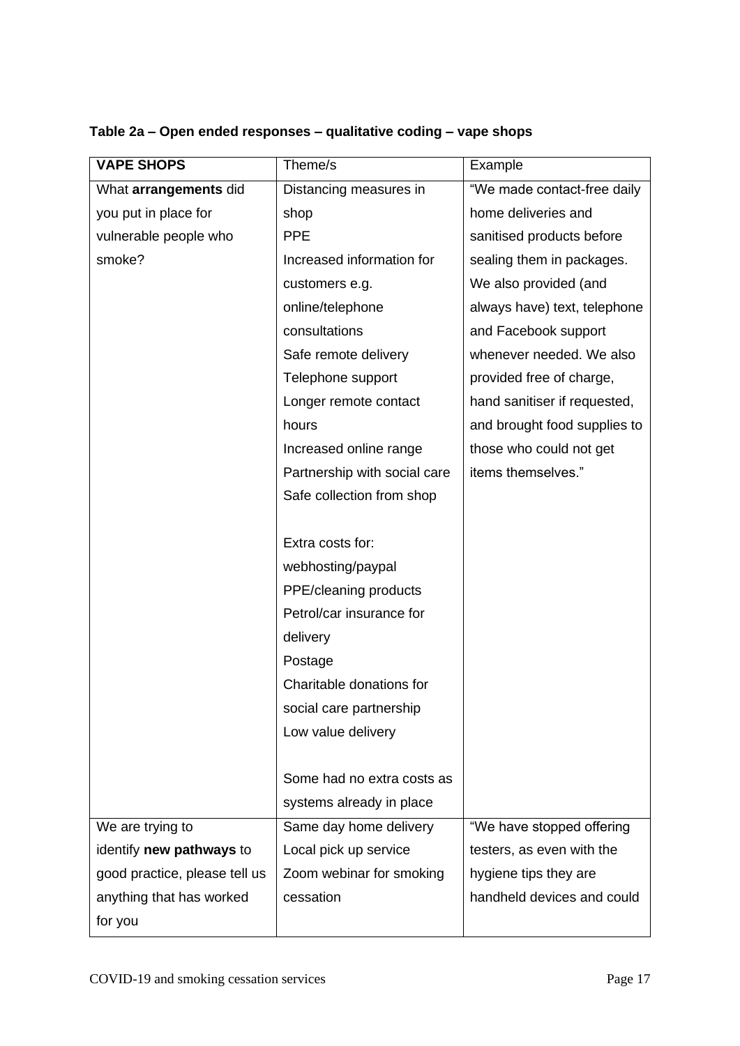**Table 2a – Open ended responses – qualitative coding – vape shops**

| **VAPE SHOPS** | Theme/s | Example |
|---|---|---|
| What **arrangements** did you put in place for vulnerable people who smoke? | Distancing measures in shop<br>PPE<br>Increased information for customers e.g. online/telephone consultations<br>Safe remote delivery<br>Telephone support<br>Longer remote contact hours<br>Increased online range<br>Partnership with social care<br>Safe collection from shop<br><br>Extra costs for:<br>webhosting/paypal<br>PPE/cleaning products<br>Petrol/car insurance for delivery<br>Postage<br>Charitable donations for social care partnership<br>Low value delivery<br><br>Some had no extra costs as systems already in place | "We made contact-free daily home deliveries and sanitised products before sealing them in packages. We also provided (and always have) text, telephone and Facebook support whenever needed. We also provided free of charge, hand sanitiser if requested, and brought food supplies to those who could not get items themselves." |
| We are trying to identify **new pathways** to good practice, please tell us anything that has worked for you | Same day home delivery<br>Local pick up service<br>Zoom webinar for smoking cessation | "We have stopped offering testers, as even with the hygiene tips they are handheld devices and could |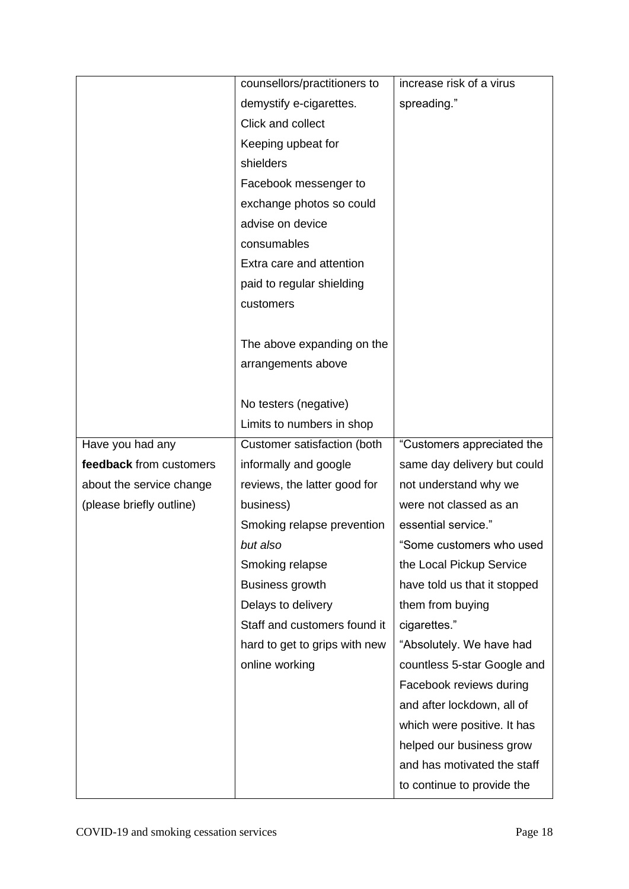| | | |
|---|---|---|
| | counsellors/practitioners to demystify e-cigarettes.<br>Click and collect<br>Keeping upbeat for shielders<br>Facebook messenger to exchange photos so could advise on device consumables<br>Extra care and attention paid to regular shielding customers<br><br>The above expanding on the arrangements above<br><br>No testers (negative)<br>Limits to numbers in shop | increase risk of a virus spreading." |
| Have you had any **feedback** from customers about the service change (please briefly outline) | Customer satisfaction (both informally and google reviews, the latter good for business)<br>Smoking relapse prevention<br>*but also*<br>Smoking relapse<br>Business growth<br>Delays to delivery<br>Staff and customers found it hard to get to grips with new online working | "Customers appreciated the same day delivery but could not understand why we were not classed as an essential service."<br>"Some customers who used the Local Pickup Service have told us that it stopped them from buying cigarettes."<br>"Absolutely. We have had countless 5-star Google and Facebook reviews during and after lockdown, all of which were positive. It has helped our business grow and has motivated the staff to continue to provide the |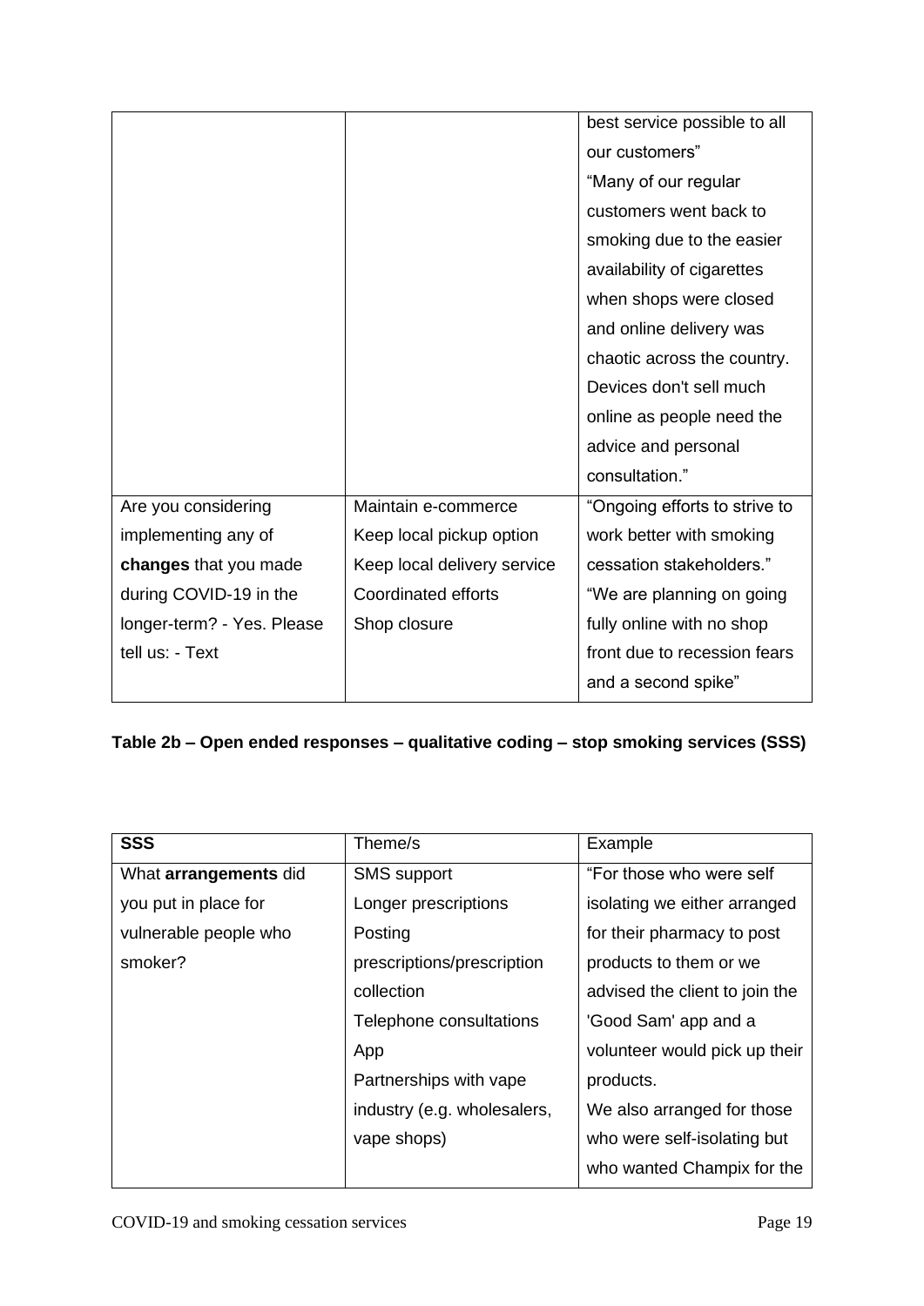|  |  | best service possible to all our customers" "Many of our regular customers went back to smoking due to the easier availability of cigarettes when shops were closed and online delivery was chaotic across the country. Devices don't sell much online as people need the advice and personal consultation." |
|---|---|---|
| Are you considering implementing any of **changes** that you made during COVID-19 in the longer-term? - Yes. Please tell us: - Text | Maintain e-commerce<br>Keep local pickup option<br>Keep local delivery service<br>Coordinated efforts<br>Shop closure | "Ongoing efforts to strive to work better with smoking cessation stakeholders."<br>"We are planning on going fully online with no shop front due to recession fears and a second spike" |

**Table 2b – Open ended responses – qualitative coding – stop smoking services (SSS)**

| **SSS** | Theme/s | Example |
|---|---|---|
| What **arrangements** did you put in place for vulnerable people who smoker? | SMS support<br>Longer prescriptions<br>Posting prescriptions/prescription collection<br>Telephone consultations<br>App<br>Partnerships with vape industry (e.g. wholesalers, vape shops) | "For those who were self isolating we either arranged for their pharmacy to post products to them or we advised the client to join the 'Good Sam' app and a volunteer would pick up their products.<br>We also arranged for those who were self-isolating but who wanted Champix for the |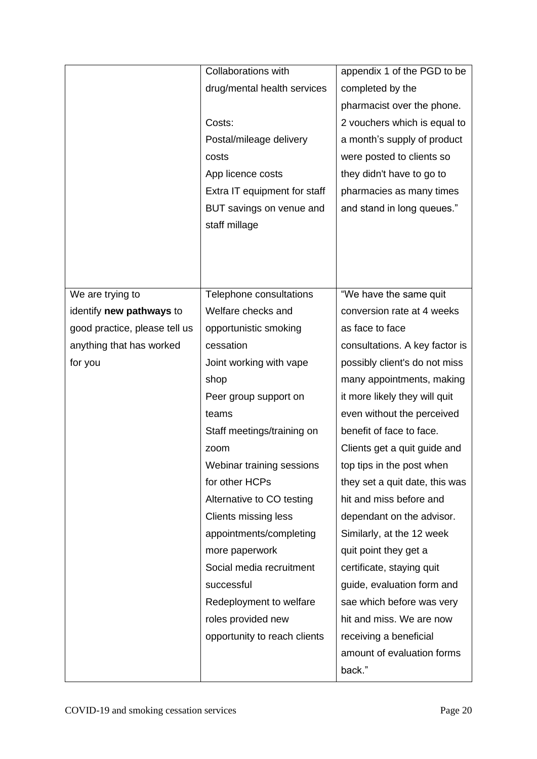| | | |
|---|---|---|
| | Collaborations with drug/mental health services<br><br>Costs:<br>Postal/mileage delivery costs<br>App licence costs<br>Extra IT equipment for staff<br>BUT savings on venue and staff millage | appendix 1 of the PGD to be completed by the pharmacist over the phone. 2 vouchers which is equal to a month's supply of product were posted to clients so they didn't have to go to pharmacies as many times and stand in long queues." |
| We are trying to identify **new pathways** to good practice, please tell us anything that has worked for you | Telephone consultations<br>Welfare checks and opportunistic smoking cessation<br>Joint working with vape shop<br>Peer group support on teams<br>Staff meetings/training on zoom<br>Webinar training sessions for other HCPs<br>Alternative to CO testing<br>Clients missing less appointments/completing more paperwork<br>Social media recruitment successful<br>Redeployment to welfare roles provided new opportunity to reach clients | "We have the same quit conversion rate at 4 weeks as face to face consultations. A key factor is possibly client's do not miss many appointments, making it more likely they will quit even without the perceived benefit of face to face. Clients get a quit guide and top tips in the post when they set a quit date, this was hit and miss before and dependant on the advisor. Similarly, at the 12 week quit point they get a certificate, staying quit guide, evaluation form and sae which before was very hit and miss. We are now receiving a beneficial amount of evaluation forms back." |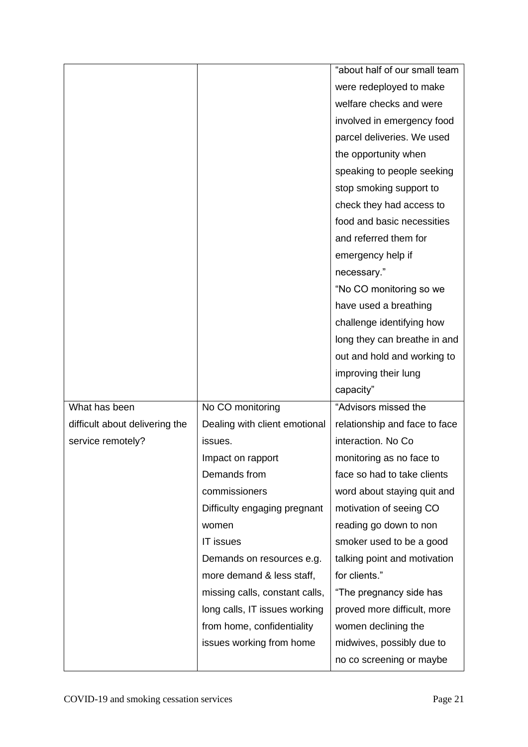| | | |
|---|---|---|
| | | "about half of our small team were redeployed to make welfare checks and were involved in emergency food parcel deliveries. We used the opportunity when speaking to people seeking stop smoking support to check they had access to food and basic necessities and referred them for emergency help if necessary."<br>"No CO monitoring so we have used a breathing challenge identifying how long they can breathe in and out and hold and working to improving their lung capacity" |
| What has been difficult about delivering the service remotely? | No CO monitoring<br>Dealing with client emotional issues.<br>Impact on rapport<br>Demands from commissioners<br>Difficulty engaging pregnant women<br>IT issues<br>Demands on resources e.g. more demand & less staff, missing calls, constant calls, long calls, IT issues working from home, confidentiality issues working from home | "Advisors missed the relationship and face to face interaction. No Co monitoring as no face to face so had to take clients word about staying quit and motivation of seeing CO reading go down to non smoker used to be a good talking point and motivation for clients."<br>"The pregnancy side has proved more difficult, more women declining the midwives, possibly due to no co screening or maybe |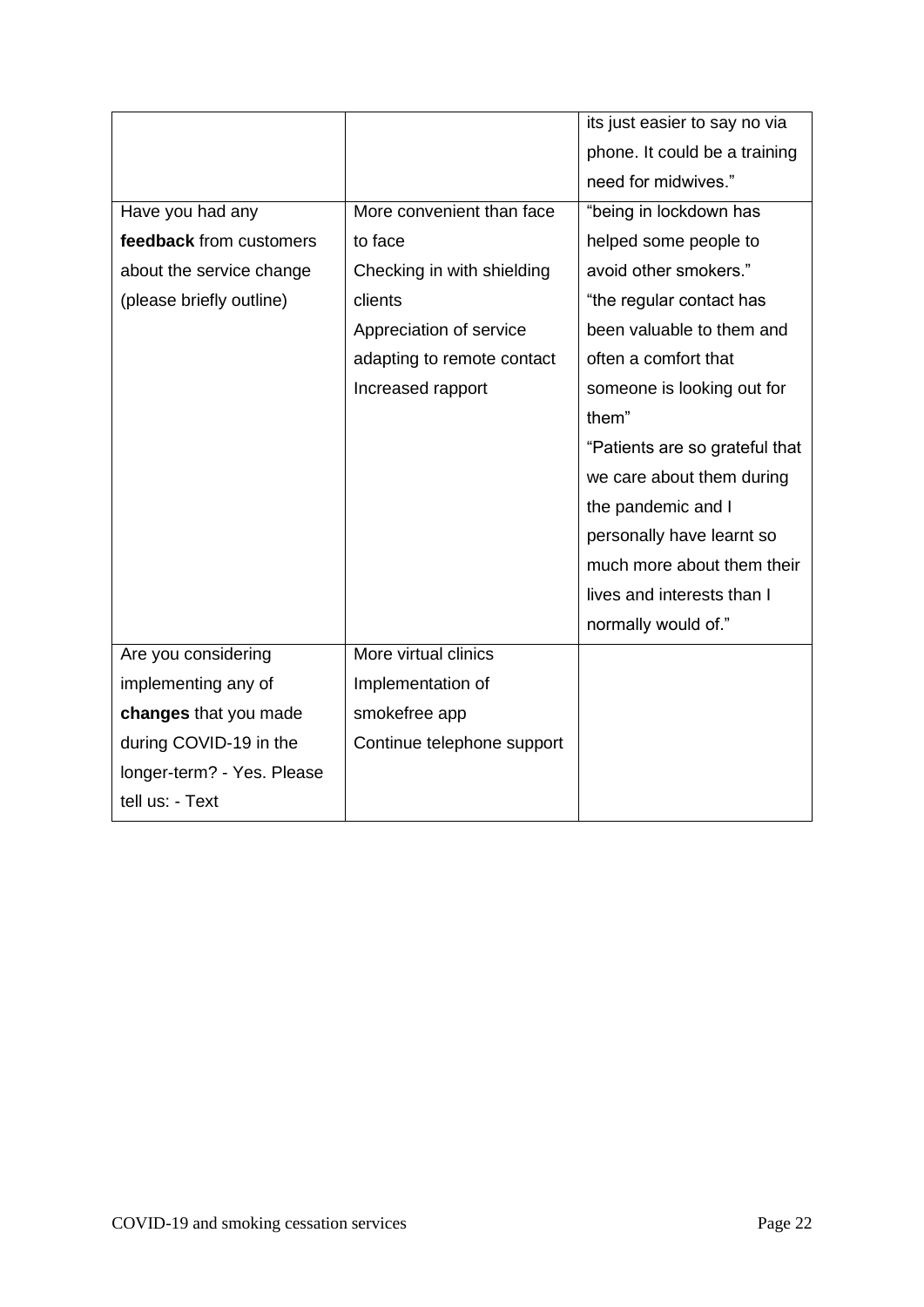| | | |
|---|---|---|
| | | its just easier to say no via phone. It could be a training need for midwives." |
| Have you had any **feedback** from customers about the service change (please briefly outline) | More convenient than face to face<br>Checking in with shielding clients<br>Appreciation of service adapting to remote contact<br>Increased rapport | "being in lockdown has helped some people to avoid other smokers."<br>"the regular contact has been valuable to them and often a comfort that someone is looking out for them"<br>"Patients are so grateful that we care about them during the pandemic and I personally have learnt so much more about them their lives and interests than I normally would of." |
| Are you considering implementing any of **changes** that you made during COVID-19 in the longer-term? - Yes. Please tell us: - Text | More virtual clinics<br>Implementation of smokefree app<br>Continue telephone support | |